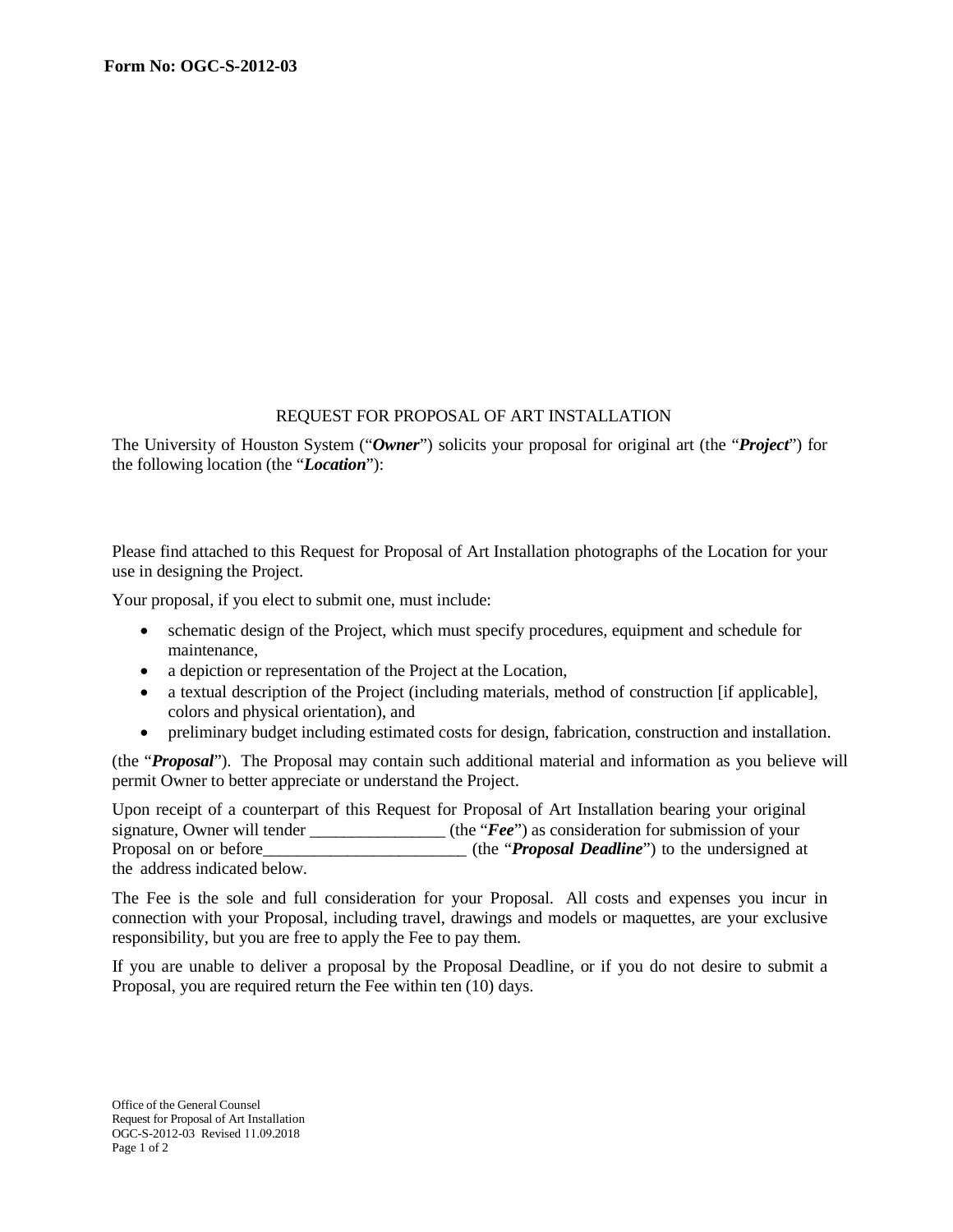**Form No: OGC-S-2012-03**

REQUEST FOR PROPOSAL OF ART INSTALLATION

The University of Houston System ("***Owner***") solicits your proposal for original art (the "***Project***") for the following location (the "***Location***"):

Please find attached to this Request for Proposal of Art Installation photographs of the Location for your use in designing the Project.

Your proposal, if you elect to submit one, must include:

- schematic design of the Project, which must specify procedures, equipment and schedule for maintenance,
- a depiction or representation of the Project at the Location,
- a textual description of the Project (including materials, method of construction [if applicable], colors and physical orientation), and
- preliminary budget including estimated costs for design, fabrication, construction and installation.

(the "***Proposal***"). The Proposal may contain such additional material and information as you believe will permit Owner to better appreciate or understand the Project.

Upon receipt of a counterpart of this Request for Proposal of Art Installation bearing your original signature, Owner will tender ________________ (the "***Fee***") as consideration for submission of your Proposal on or before________________________ (the "***Proposal Deadline***") to the undersigned at the address indicated below.

The Fee is the sole and full consideration for your Proposal. All costs and expenses you incur in connection with your Proposal, including travel, drawings and models or maquettes, are your exclusive responsibility, but you are free to apply the Fee to pay them.

If you are unable to deliver a proposal by the Proposal Deadline, or if you do not desire to submit a Proposal, you are required return the Fee within ten (10) days.

Office of the General Counsel
Request for Proposal of Art Installation
OGC-S-2012-03 Revised 11.09.2018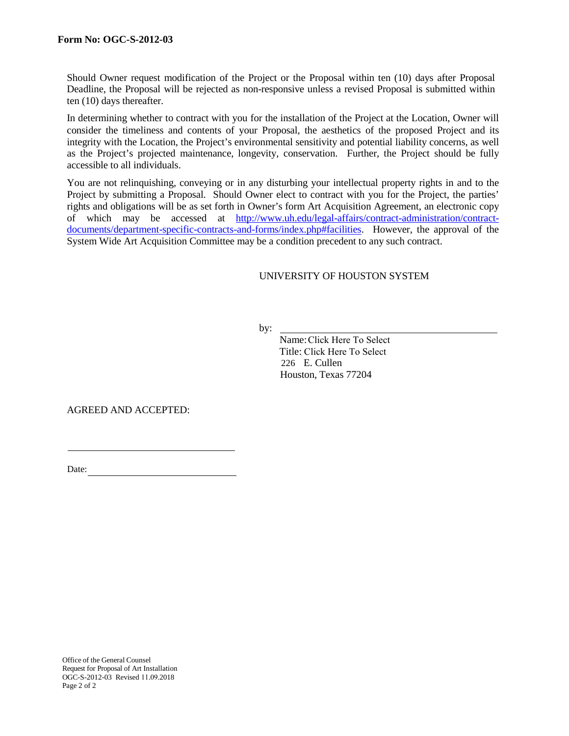Should Owner request modification of the Project or the Proposal within ten (10) days after Proposal Deadline, the Proposal will be rejected as non-responsive unless a revised Proposal is submitted within ten (10) days thereafter.

In determining whether to contract with you for the installation of the Project at the Location, Owner will consider the timeliness and contents of your Proposal, the aesthetics of the proposed Project and its integrity with the Location, the Project's environmental sensitivity and potential liability concerns, as well as the Project's projected maintenance, longevity, conservation. Further, the Project should be fully accessible to all individuals.

You are not relinquishing, conveying or in any disturbing your intellectual property rights in and to the Project by submitting a Proposal. Should Owner elect to contract with you for the Project, the parties' rights and obligations will be as set forth in Owner's form Art Acquisition Agreement, an electronic copy of which may be accessed at [http://www.uh.edu/legal-affairs/contract-administration/contract-documents/department-specific-contracts-and-forms/index.php#facilities](http://www.uh.edu/legal-affairs/contract-administration/contract-documents/department-specific-contracts-and-forms/index.php#facilities). However, the approval of the System Wide Art Acquisition Committee may be a condition precedent to any such contract.

UNIVERSITY OF HOUSTON SYSTEM

by: \_\_\_\_\_\_\_\_\_\_\_\_\_\_\_\_\_\_\_\_\_\_\_\_\_\_\_\_\_\_\_\_\_\_\_\_

Name: Click Here To Select
Title: Click Here To Select
226 E. Cullen
Houston, Texas 77204

AGREED AND ACCEPTED:

\_\_\_\_\_\_\_\_\_\_\_\_\_\_\_\_\_\_\_\_\_\_\_\_\_\_\_\_\_\_\_\_

Date: \_\_\_\_\_\_\_\_\_\_\_\_\_\_\_\_\_\_\_\_\_\_\_\_\_\_\_\_

Office of the General Counsel
Request for Proposal of Art Installation
OGC-S-2012-03 Revised 11.09.2018